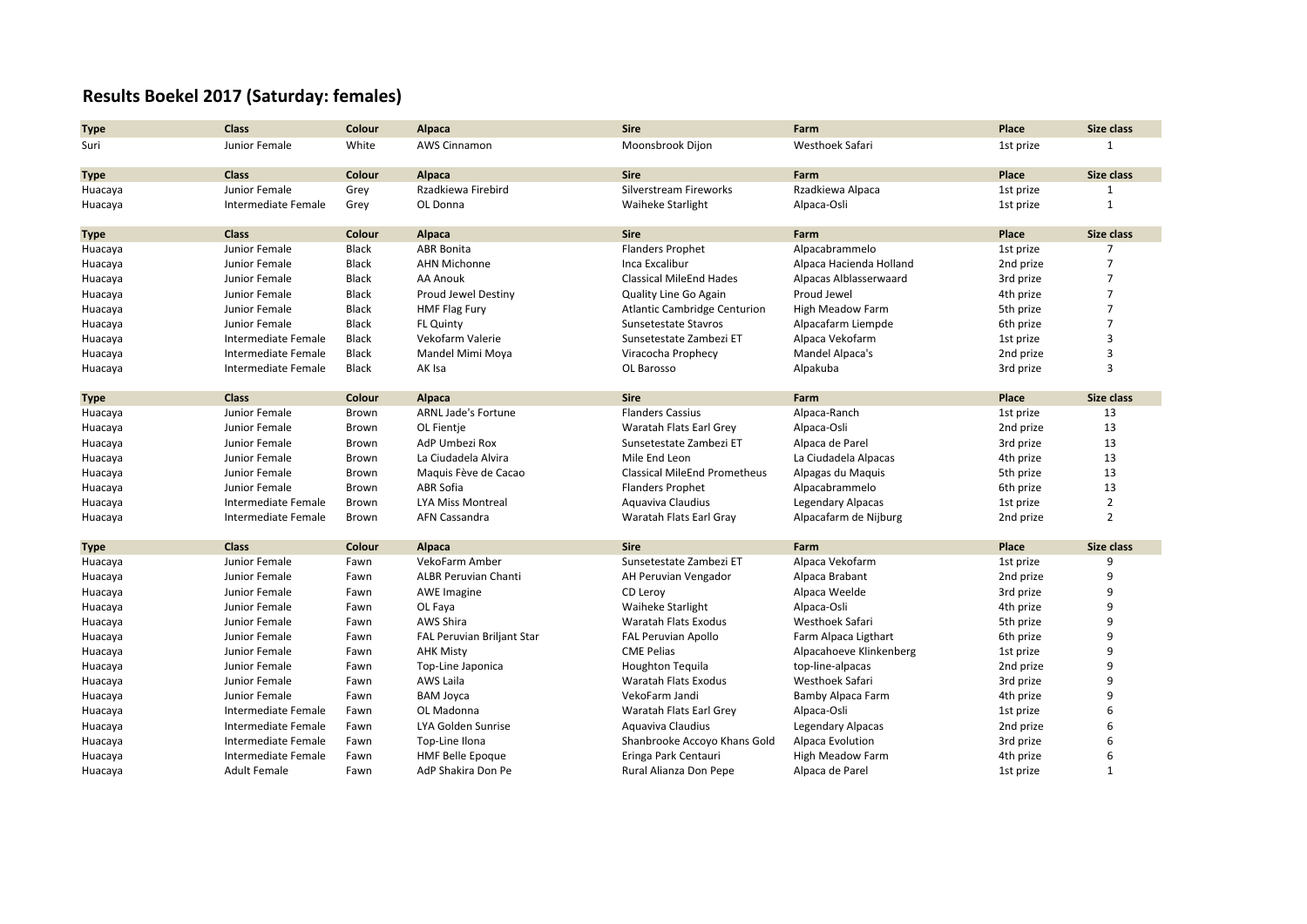## Results Boekel 2017 (Saturday: females)

| Type | Class | Colour | Alpaca | Sire | Farm | Place | Size class |
|---|---|---|---|---|---|---|---|
| Suri | Junior Female | White | AWS Cinnamon | Moonsbrook Dijon | Westhoek Safari | 1st prize | 1 |

| Type | Class | Colour | Alpaca | Sire | Farm | Place | Size class |
|---|---|---|---|---|---|---|---|
| Huacaya | Junior Female | Grey | Rzadkiewa Firebird | Silverstream Fireworks | Rzadkiewa Alpaca | 1st prize | 1 |
| Huacaya | Intermediate Female | Grey | OL Donna | Waiheke Starlight | Alpaca-Osli | 1st prize | 1 |

| Type | Class | Colour | Alpaca | Sire | Farm | Place | Size class |
|---|---|---|---|---|---|---|---|
| Huacaya | Junior Female | Black | ABR Bonita | Flanders Prophet | Alpacabrammelo | 1st prize | 7 |
| Huacaya | Junior Female | Black | AHN Michonne | Inca Excalibur | Alpaca Hacienda Holland | 2nd prize | 7 |
| Huacaya | Junior Female | Black | AA Anouk | Classical MileEnd Hades | Alpacas Alblasserwaard | 3rd prize | 7 |
| Huacaya | Junior Female | Black | Proud Jewel Destiny | Quality Line Go Again | Proud Jewel | 4th prize | 7 |
| Huacaya | Junior Female | Black | HMF Flag Fury | Atlantic Cambridge Centurion | High Meadow Farm | 5th prize | 7 |
| Huacaya | Junior Female | Black | FL Quinty | Sunsetestate Stavros | Alpacafarm Liempde | 6th prize | 7 |
| Huacaya | Intermediate Female | Black | Vekofarm Valerie | Sunsetestate Zambezi ET | Alpaca Vekofarm | 1st prize | 3 |
| Huacaya | Intermediate Female | Black | Mandel Mimi Moya | Viracocha Prophecy | Mandel Alpaca's | 2nd prize | 3 |
| Huacaya | Intermediate Female | Black | AK Isa | OL Barosso | Alpakuba | 3rd prize | 3 |

| Type | Class | Colour | Alpaca | Sire | Farm | Place | Size class |
|---|---|---|---|---|---|---|---|
| Huacaya | Junior Female | Brown | ARNL Jade's Fortune | Flanders Cassius | Alpaca-Ranch | 1st prize | 13 |
| Huacaya | Junior Female | Brown | OL Fientje | Waratah Flats Earl Grey | Alpaca-Osli | 2nd prize | 13 |
| Huacaya | Junior Female | Brown | AdP Umbezi Rox | Sunsetestate Zambezi ET | Alpaca de Parel | 3rd prize | 13 |
| Huacaya | Junior Female | Brown | La Ciudadela Alvira | Mile End Leon | La Ciudadela Alpacas | 4th prize | 13 |
| Huacaya | Junior Female | Brown | Maquis Fève de Cacao | Classical MileEnd Prometheus | Alpagas du Maquis | 5th prize | 13 |
| Huacaya | Junior Female | Brown | ABR Sofia | Flanders Prophet | Alpacabrammelo | 6th prize | 13 |
| Huacaya | Intermediate Female | Brown | LYA Miss Montreal | Aquaviva Claudius | Legendary Alpacas | 1st prize | 2 |
| Huacaya | Intermediate Female | Brown | AFN Cassandra | Waratah Flats Earl Gray | Alpacafarm de Nijburg | 2nd prize | 2 |

| Type | Class | Colour | Alpaca | Sire | Farm | Place | Size class |
|---|---|---|---|---|---|---|---|
| Huacaya | Junior Female | Fawn | VekoFarm Amber | Sunsetestate Zambezi ET | Alpaca Vekofarm | 1st prize | 9 |
| Huacaya | Junior Female | Fawn | ALBR Peruvian Chanti | AH Peruvian Vengador | Alpaca Brabant | 2nd prize | 9 |
| Huacaya | Junior Female | Fawn | AWE Imagine | CD Leroy | Alpaca Weelde | 3rd prize | 9 |
| Huacaya | Junior Female | Fawn | OL Faya | Waiheke Starlight | Alpaca-Osli | 4th prize | 9 |
| Huacaya | Junior Female | Fawn | AWS Shira | Waratah Flats Exodus | Westhoek Safari | 5th prize | 9 |
| Huacaya | Junior Female | Fawn | FAL Peruvian Briljant Star | FAL Peruvian Apollo | Farm Alpaca Ligthart | 6th prize | 9 |
| Huacaya | Junior Female | Fawn | AHK Misty | CME Pelias | Alpacahoeve Klinkenberg | 1st prize | 9 |
| Huacaya | Junior Female | Fawn | Top-Line Japonica | Houghton Tequila | top-line-alpacas | 2nd prize | 9 |
| Huacaya | Junior Female | Fawn | AWS Laila | Waratah Flats Exodus | Westhoek Safari | 3rd prize | 9 |
| Huacaya | Junior Female | Fawn | BAM Joyca | VekoFarm Jandi | Bamby Alpaca Farm | 4th prize | 9 |
| Huacaya | Intermediate Female | Fawn | OL Madonna | Waratah Flats Earl Grey | Alpaca-Osli | 1st prize | 6 |
| Huacaya | Intermediate Female | Fawn | LYA Golden Sunrise | Aquaviva Claudius | Legendary Alpacas | 2nd prize | 6 |
| Huacaya | Intermediate Female | Fawn | Top-Line Ilona | Shanbrooke Accoyo Khans Gold | Alpaca Evolution | 3rd prize | 6 |
| Huacaya | Intermediate Female | Fawn | HMF Belle Epoque | Eringa Park Centauri | High Meadow Farm | 4th prize | 6 |
| Huacaya | Adult Female | Fawn | AdP Shakira Don Pe | Rural Alianza Don Pepe | Alpaca de Parel | 1st prize | 1 |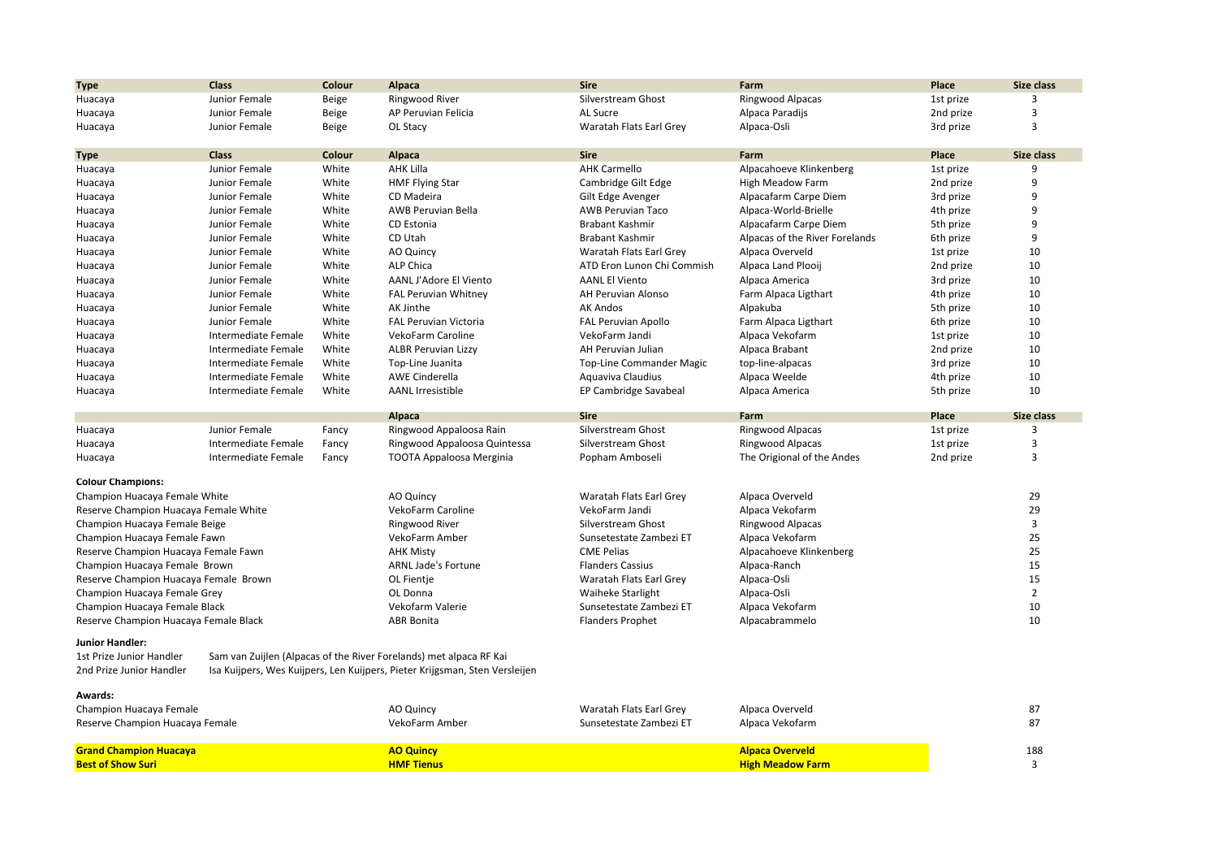| Type | Class | Colour | Alpaca | Sire | Farm | Place | Size class |
|---|---|---|---|---|---|---|---|
| Huacaya | Junior Female | Beige | Ringwood River | Silverstream Ghost | Ringwood Alpacas | 1st prize | 3 |
| Huacaya | Junior Female | Beige | AP Peruvian Felicia | AL Sucre | Alpaca Paradijs | 2nd prize | 3 |
| Huacaya | Junior Female | Beige | OL Stacy | Waratah Flats Earl Grey | Alpaca-Osli | 3rd prize | 3 |

| Type | Class | Colour | Alpaca | Sire | Farm | Place | Size class |
|---|---|---|---|---|---|---|---|
| Huacaya | Junior Female | White | AHK Lilla | AHK Carmello | Alpacahoeve Klinkenberg | 1st prize | 9 |
| Huacaya | Junior Female | White | HMF Flying Star | Cambridge Gilt Edge | High Meadow Farm | 2nd prize | 9 |
| Huacaya | Junior Female | White | CD Madeira | Gilt Edge Avenger | Alpacafarm Carpe Diem | 3rd prize | 9 |
| Huacaya | Junior Female | White | AWB Peruvian Bella | AWB Peruvian Taco | Alpaca-World-Brielle | 4th prize | 9 |
| Huacaya | Junior Female | White | CD Estonia | Brabant Kashmir | Alpacafarm Carpe Diem | 5th prize | 9 |
| Huacaya | Junior Female | White | CD Utah | Brabant Kashmir | Alpacas of the River Forelands | 6th prize | 9 |
| Huacaya | Junior Female | White | AO Quincy | Waratah Flats Earl Grey | Alpaca Overveld | 1st prize | 10 |
| Huacaya | Junior Female | White | ALP Chica | ATD Eron Lunon Chi Commish | Alpaca Land Plooij | 2nd prize | 10 |
| Huacaya | Junior Female | White | AANL J'Adore El Viento | AANL El Viento | Alpaca America | 3rd prize | 10 |
| Huacaya | Junior Female | White | FAL Peruvian Whitney | AH Peruvian Alonso | Farm Alpaca Ligthart | 4th prize | 10 |
| Huacaya | Junior Female | White | AK Jinthe | AK Andos | Alpakuba | 5th prize | 10 |
| Huacaya | Junior Female | White | FAL Peruvian Victoria | FAL Peruvian Apollo | Farm Alpaca Ligthart | 6th prize | 10 |
| Huacaya | Intermediate Female | White | VekoFarm Caroline | VekoFarm Jandi | Alpaca Vekofarm | 1st prize | 10 |
| Huacaya | Intermediate Female | White | ALBR Peruvian Lizzy | AH Peruvian Julian | Alpaca Brabant | 2nd prize | 10 |
| Huacaya | Intermediate Female | White | Top-Line Juanita | Top-Line Commander Magic | top-line-alpacas | 3rd prize | 10 |
| Huacaya | Intermediate Female | White | AWE Cinderella | Aquaviva Claudius | Alpaca Weelde | 4th prize | 10 |
| Huacaya | Intermediate Female | White | AANL Irresistible | EP Cambridge Savabeal | Alpaca America | 5th prize | 10 |

| | | | Alpaca | Sire | Farm | Place | Size class |
|---|---|---|---|---|---|---|---|
| Huacaya | Junior Female | Fancy | Ringwood Appaloosa Rain | Silverstream Ghost | Ringwood Alpacas | 1st prize | 3 |
| Huacaya | Intermediate Female | Fancy | Ringwood Appaloosa Quintessa | Silverstream Ghost | Ringwood Alpacas | 1st prize | 3 |
| Huacaya | Intermediate Female | Fancy | TOOTA Appaloosa Merginia | Popham Amboseli | The Origional of the Andes | 2nd prize | 3 |

**Colour Champions:**

| | | | | |
|---|---|---|---|---|
| Champion Huacaya Female White | AO Quincy | Waratah Flats Earl Grey | Alpaca Overveld | 29 |
| Reserve Champion Huacaya Female White | VekoFarm Caroline | VekoFarm Jandi | Alpaca Vekofarm | 29 |
| Champion Huacaya Female Beige | Ringwood River | Silverstream Ghost | Ringwood Alpacas | 3 |
| Champion Huacaya Female Fawn | VekoFarm Amber | Sunsetestate Zambezi ET | Alpaca Vekofarm | 25 |
| Reserve Champion Huacaya Female Fawn | AHK Misty | CME Pelias | Alpacahoeve Klinkenberg | 25 |
| Champion Huacaya Female Brown | ARNL Jade's Fortune | Flanders Cassius | Alpaca-Ranch | 15 |
| Reserve Champion Huacaya Female Brown | OL Fientje | Waratah Flats Earl Grey | Alpaca-Osli | 15 |
| Champion Huacaya Female Grey | OL Donna | Waiheke Starlight | Alpaca-Osli | 2 |
| Champion Huacaya Female Black | Vekofarm Valerie | Sunsetestate Zambezi ET | Alpaca Vekofarm | 10 |
| Reserve Champion Huacaya Female Black | ABR Bonita | Flanders Prophet | Alpacabrammelo | 10 |

**Junior Handler:**

1st Prize Junior Handler — Sam van Zuijlen (Alpacas of the River Forelands) met alpaca RF Kai

2nd Prize Junior Handler — Isa Kuijpers, Wes Kuijpers, Len Kuijpers, Pieter Krijgsman, Sten Versleijen

**Awards:**

| | | | | |
|---|---|---|---|---|
| Champion Huacaya Female | AO Quincy | Waratah Flats Earl Grey | Alpaca Overveld | 87 |
| Reserve Champion Huacaya Female | VekoFarm Amber | Sunsetestate Zambezi ET | Alpaca Vekofarm | 87 |
| **Grand Champion Huacaya** | **AO Quincy** | | **Alpaca Overveld** | 188 |
| **Best of Show Suri** | **HMF Tienus** | | **High Meadow Farm** | 3 |